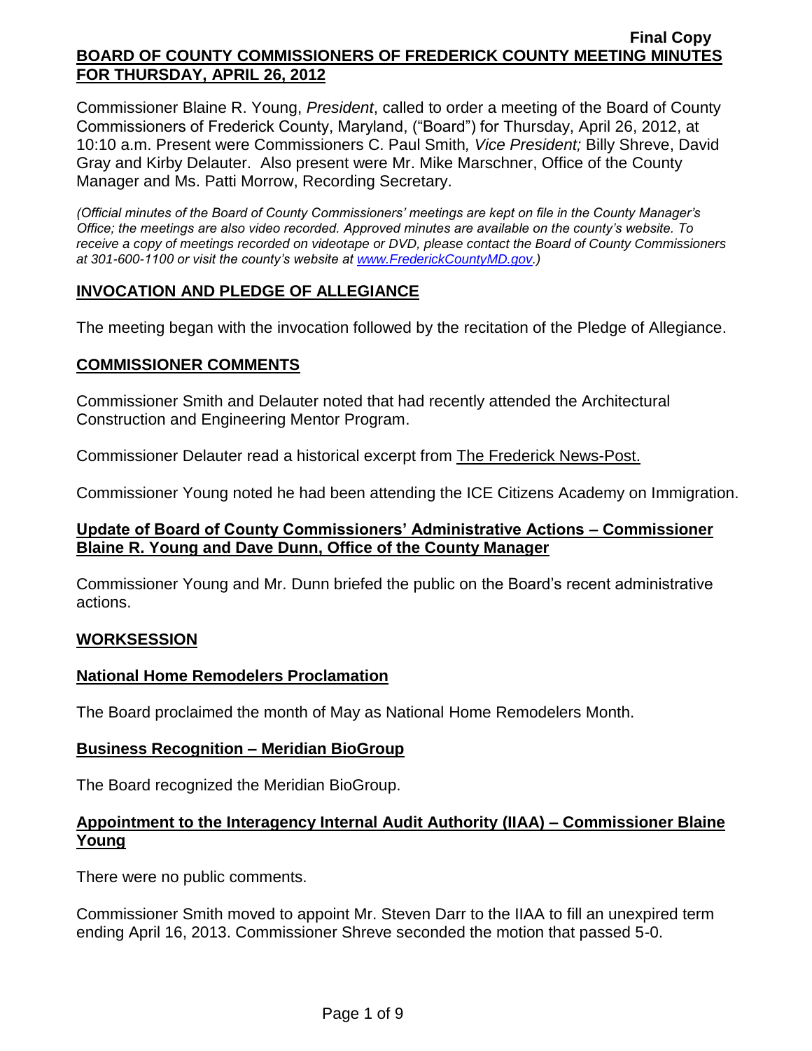Final Copy

**BOARD OF COUNTY COMMISSIONERS OF FREDERICK COUNTY MEETING MINUTES FOR THURSDAY, APRIL 26, 2012**

Commissioner Blaine R. Young, *President*, called to order a meeting of the Board of County Commissioners of Frederick County, Maryland, ("Board") for Thursday, April 26, 2012, at 10:10 a.m. Present were Commissioners C. Paul Smith*, Vice President;* Billy Shreve, David Gray and Kirby Delauter. Also present were Mr. Mike Marschner, Office of the County Manager and Ms. Patti Morrow, Recording Secretary.

*(Official minutes of the Board of County Commissioners' meetings are kept on file in the County Manager's Office; the meetings are also video recorded. Approved minutes are available on the county's website. To receive a copy of meetings recorded on videotape or DVD, please contact the Board of County Commissioners at 301-600-1100 or visit the county's website at www.FrederickCountyMD.gov.)*

## INVOCATION AND PLEDGE OF ALLEGIANCE

The meeting began with the invocation followed by the recitation of the Pledge of Allegiance.

## COMMISSIONER COMMENTS

Commissioner Smith and Delauter noted that had recently attended the Architectural Construction and Engineering Mentor Program.

Commissioner Delauter read a historical excerpt from The Frederick News-Post.

Commissioner Young noted he had been attending the ICE Citizens Academy on Immigration.

## Update of Board of County Commissioners' Administrative Actions – Commissioner Blaine R. Young and Dave Dunn, Office of the County Manager

Commissioner Young and Mr. Dunn briefed the public on the Board's recent administrative actions.

## WORKSESSION

### National Home Remodelers Proclamation

The Board proclaimed the month of May as National Home Remodelers Month.

### Business Recognition – Meridian BioGroup

The Board recognized the Meridian BioGroup.

### Appointment to the Interagency Internal Audit Authority (IIAA) – Commissioner Blaine Young

There were no public comments.

Commissioner Smith moved to appoint Mr. Steven Darr to the IIAA to fill an unexpired term ending April 16, 2013. Commissioner Shreve seconded the motion that passed 5-0.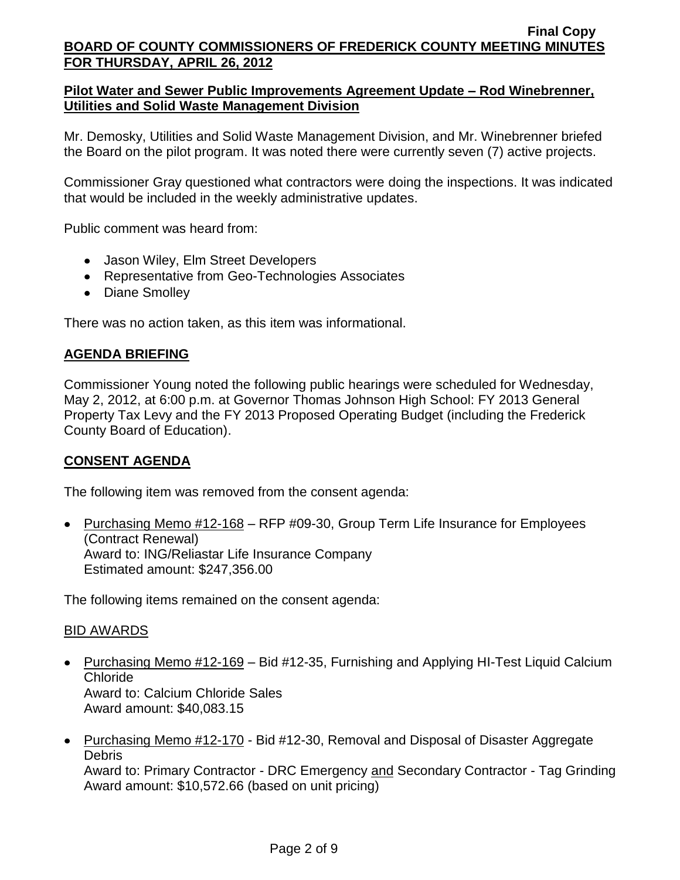**Pilot Water and Sewer Public Improvements Agreement Update – Rod Winebrenner, Utilities and Solid Waste Management Division**

Mr. Demosky, Utilities and Solid Waste Management Division, and Mr. Winebrenner briefed the Board on the pilot program. It was noted there were currently seven (7) active projects.

Commissioner Gray questioned what contractors were doing the inspections. It was indicated that would be included in the weekly administrative updates.

Public comment was heard from:

- Jason Wiley, Elm Street Developers
- Representative from Geo-Technologies Associates
- Diane Smolley

There was no action taken, as this item was informational.

## AGENDA BRIEFING

Commissioner Young noted the following public hearings were scheduled for Wednesday, May 2, 2012, at 6:00 p.m. at Governor Thomas Johnson High School: FY 2013 General Property Tax Levy and the FY 2013 Proposed Operating Budget (including the Frederick County Board of Education).

## CONSENT AGENDA

The following item was removed from the consent agenda:

- Purchasing Memo #12-168 – RFP #09-30, Group Term Life Insurance for Employees (Contract Renewal)
  Award to: ING/Reliastar Life Insurance Company
  Estimated amount: $247,356.00

The following items remained on the consent agenda:

BID AWARDS

- Purchasing Memo #12-169 – Bid #12-35, Furnishing and Applying HI-Test Liquid Calcium Chloride
  Award to: Calcium Chloride Sales
  Award amount: $40,083.15

- Purchasing Memo #12-170 - Bid #12-30, Removal and Disposal of Disaster Aggregate Debris
  Award to: Primary Contractor - DRC Emergency and Secondary Contractor - Tag Grinding
  Award amount: $10,572.66 (based on unit pricing)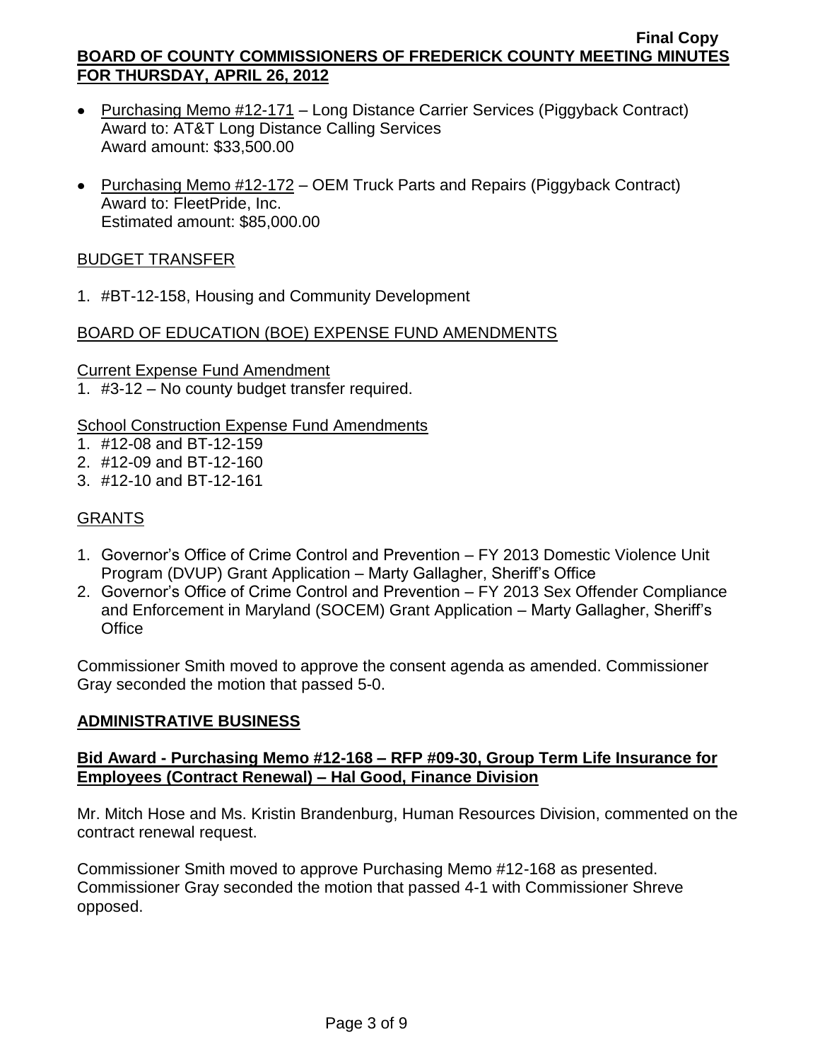- Purchasing Memo #12-171 – Long Distance Carrier Services (Piggyback Contract)
  Award to: AT&T Long Distance Calling Services
  Award amount: $33,500.00

- Purchasing Memo #12-172 – OEM Truck Parts and Repairs (Piggyback Contract)
  Award to: FleetPride, Inc.
  Estimated amount: $85,000.00

BUDGET TRANSFER

1. #BT-12-158, Housing and Community Development

BOARD OF EDUCATION (BOE) EXPENSE FUND AMENDMENTS

Current Expense Fund Amendment

1. #3-12 – No county budget transfer required.

School Construction Expense Fund Amendments

1. #12-08 and BT-12-159
2. #12-09 and BT-12-160
3. #12-10 and BT-12-161

GRANTS

1. Governor's Office of Crime Control and Prevention – FY 2013 Domestic Violence Unit Program (DVUP) Grant Application – Marty Gallagher, Sheriff's Office
2. Governor's Office of Crime Control and Prevention – FY 2013 Sex Offender Compliance and Enforcement in Maryland (SOCEM) Grant Application – Marty Gallagher, Sheriff's Office

Commissioner Smith moved to approve the consent agenda as amended. Commissioner Gray seconded the motion that passed 5-0.

## ADMINISTRATIVE BUSINESS

### Bid Award - Purchasing Memo #12-168 – RFP #09-30, Group Term Life Insurance for Employees (Contract Renewal) – Hal Good, Finance Division

Mr. Mitch Hose and Ms. Kristin Brandenburg, Human Resources Division, commented on the contract renewal request.

Commissioner Smith moved to approve Purchasing Memo #12-168 as presented. Commissioner Gray seconded the motion that passed 4-1 with Commissioner Shreve opposed.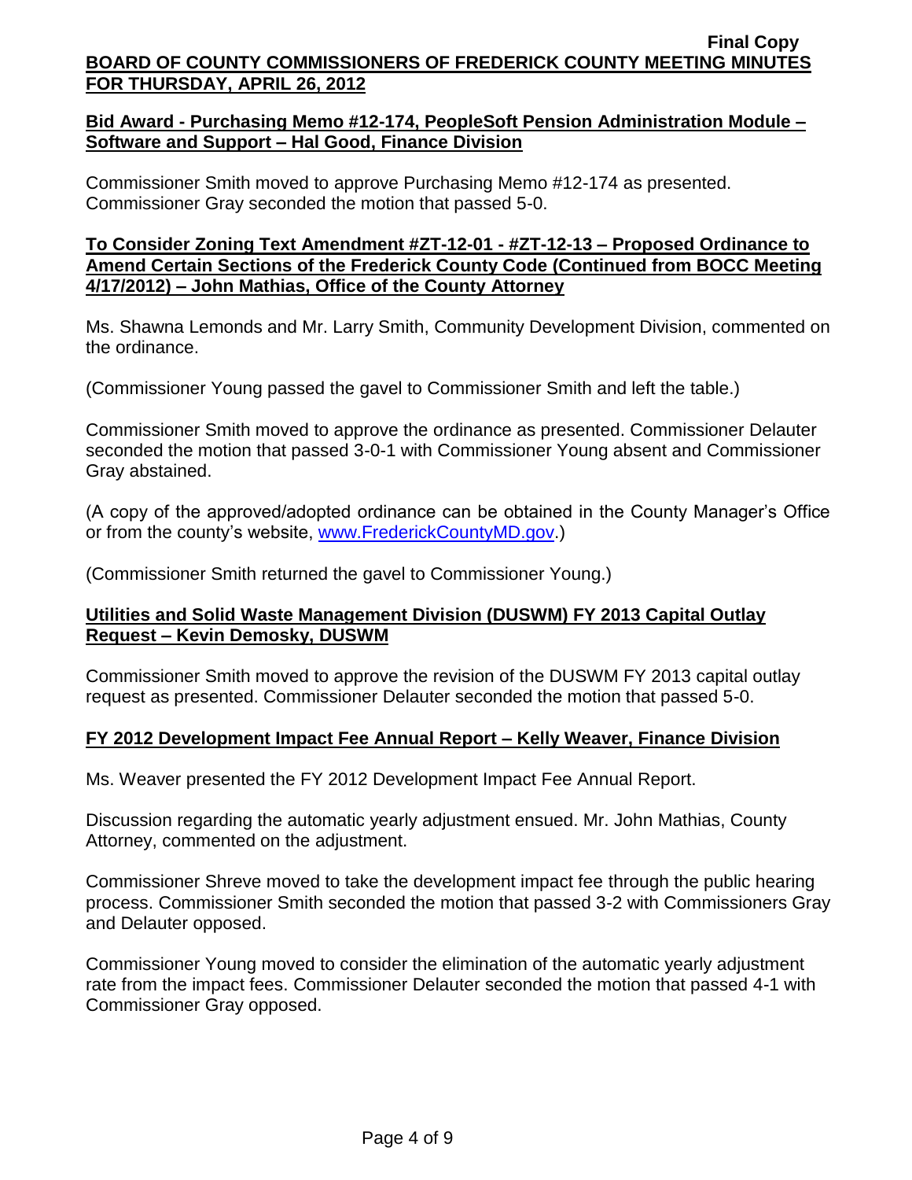#### Bid Award - Purchasing Memo #12-174, PeopleSoft Pension Administration Module – Software and Support – Hal Good, Finance Division

Commissioner Smith moved to approve Purchasing Memo #12-174 as presented. Commissioner Gray seconded the motion that passed 5-0.

#### To Consider Zoning Text Amendment #ZT-12-01 - #ZT-12-13 – Proposed Ordinance to Amend Certain Sections of the Frederick County Code (Continued from BOCC Meeting 4/17/2012) – John Mathias, Office of the County Attorney

Ms. Shawna Lemonds and Mr. Larry Smith, Community Development Division, commented on the ordinance.

(Commissioner Young passed the gavel to Commissioner Smith and left the table.)

Commissioner Smith moved to approve the ordinance as presented. Commissioner Delauter seconded the motion that passed 3-0-1 with Commissioner Young absent and Commissioner Gray abstained.

(A copy of the approved/adopted ordinance can be obtained in the County Manager's Office or from the county's website, www.FrederickCountyMD.gov.)

(Commissioner Smith returned the gavel to Commissioner Young.)

#### Utilities and Solid Waste Management Division (DUSWM) FY 2013 Capital Outlay Request – Kevin Demosky, DUSWM

Commissioner Smith moved to approve the revision of the DUSWM FY 2013 capital outlay request as presented. Commissioner Delauter seconded the motion that passed 5-0.

#### FY 2012 Development Impact Fee Annual Report – Kelly Weaver, Finance Division

Ms. Weaver presented the FY 2012 Development Impact Fee Annual Report.

Discussion regarding the automatic yearly adjustment ensued. Mr. John Mathias, County Attorney, commented on the adjustment.

Commissioner Shreve moved to take the development impact fee through the public hearing process. Commissioner Smith seconded the motion that passed 3-2 with Commissioners Gray and Delauter opposed.

Commissioner Young moved to consider the elimination of the automatic yearly adjustment rate from the impact fees. Commissioner Delauter seconded the motion that passed 4-1 with Commissioner Gray opposed.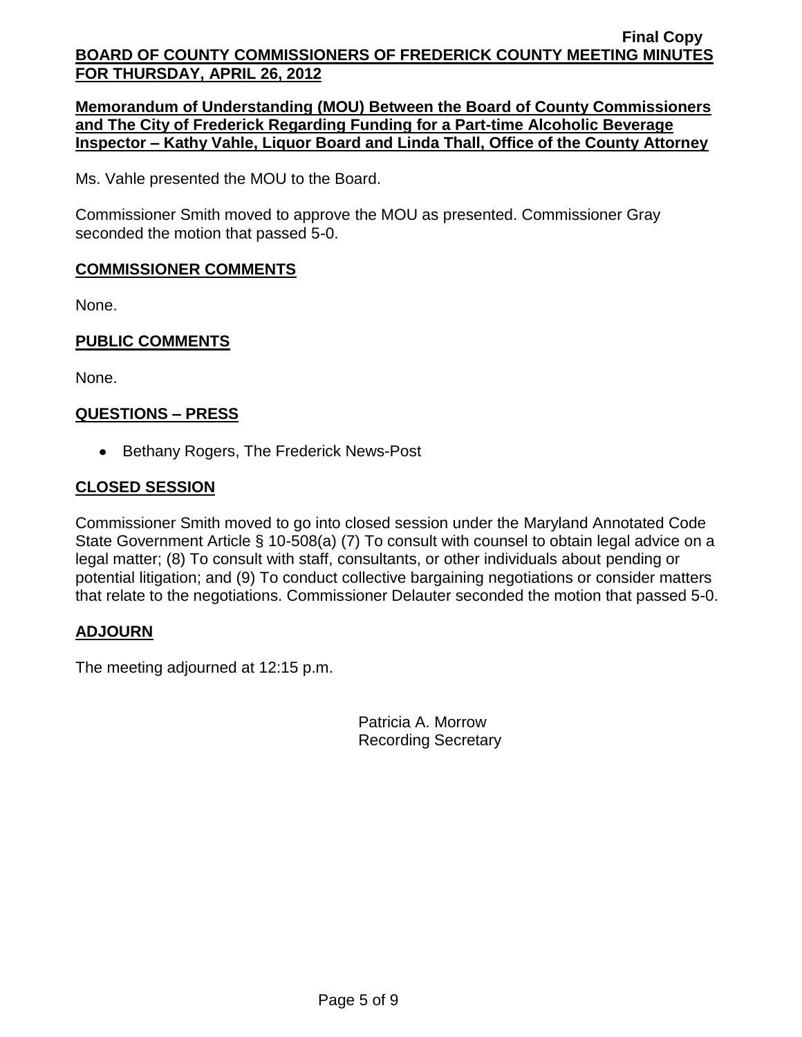**Memorandum of Understanding (MOU) Between the Board of County Commissioners and The City of Frederick Regarding Funding for a Part-time Alcoholic Beverage Inspector – Kathy Vahle, Liquor Board and Linda Thall, Office of the County Attorney**

Ms. Vahle presented the MOU to the Board.

Commissioner Smith moved to approve the MOU as presented. Commissioner Gray seconded the motion that passed 5-0.

## COMMISSIONER COMMENTS

None.

## PUBLIC COMMENTS

None.

## QUESTIONS – PRESS

- Bethany Rogers, The Frederick News-Post

## CLOSED SESSION

Commissioner Smith moved to go into closed session under the Maryland Annotated Code State Government Article § 10-508(a) (7) To consult with counsel to obtain legal advice on a legal matter; (8) To consult with staff, consultants, or other individuals about pending or potential litigation; and (9) To conduct collective bargaining negotiations or consider matters that relate to the negotiations. Commissioner Delauter seconded the motion that passed 5-0.

## ADJOURN

The meeting adjourned at 12:15 p.m.

Patricia A. Morrow
Recording Secretary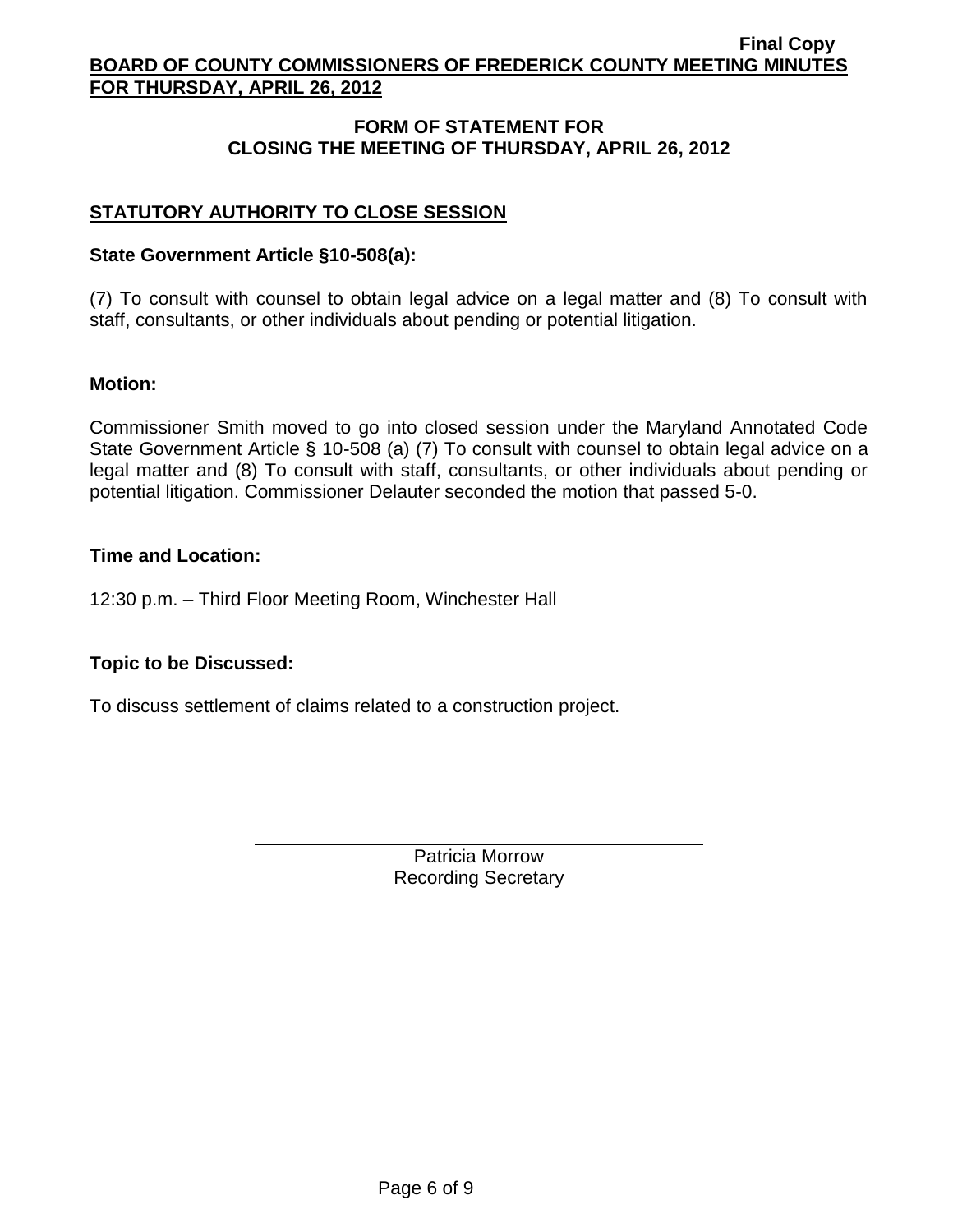## FORM OF STATEMENT FOR CLOSING THE MEETING OF THURSDAY, APRIL 26, 2012

### STATUTORY AUTHORITY TO CLOSE SESSION

**State Government Article §10-508(a):**

(7) To consult with counsel to obtain legal advice on a legal matter and (8) To consult with staff, consultants, or other individuals about pending or potential litigation.

**Motion:**

Commissioner Smith moved to go into closed session under the Maryland Annotated Code State Government Article § 10-508 (a) (7) To consult with counsel to obtain legal advice on a legal matter and (8) To consult with staff, consultants, or other individuals about pending or potential litigation. Commissioner Delauter seconded the motion that passed 5-0.

**Time and Location:**

12:30 p.m. – Third Floor Meeting Room, Winchester Hall

**Topic to be Discussed:**

To discuss settlement of claims related to a construction project.

Patricia Morrow
Recording Secretary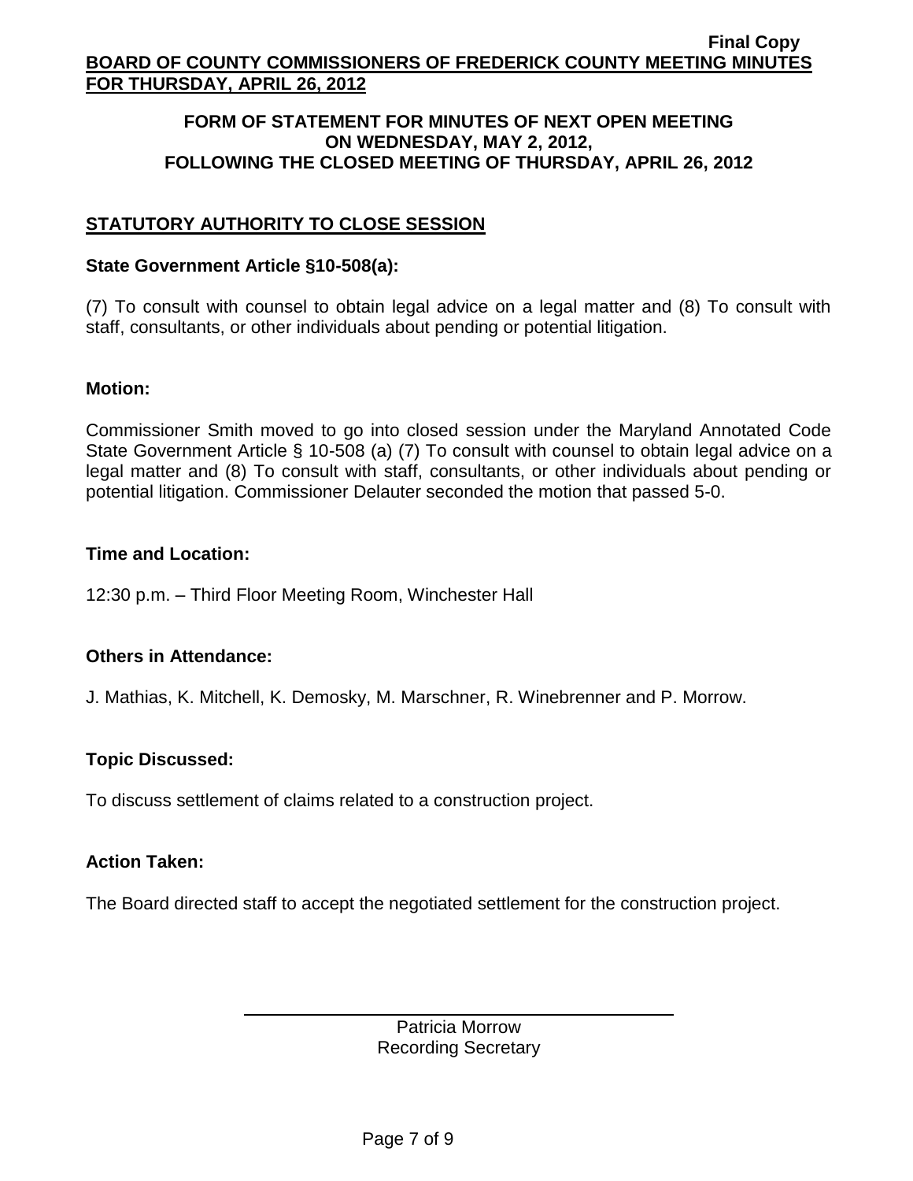**FORM OF STATEMENT FOR MINUTES OF NEXT OPEN MEETING ON WEDNESDAY, MAY 2, 2012, FOLLOWING THE CLOSED MEETING OF THURSDAY, APRIL 26, 2012**

## STATUTORY AUTHORITY TO CLOSE SESSION

### State Government Article §10-508(a):

(7) To consult with counsel to obtain legal advice on a legal matter and (8) To consult with staff, consultants, or other individuals about pending or potential litigation.

### Motion:

Commissioner Smith moved to go into closed session under the Maryland Annotated Code State Government Article § 10-508 (a) (7) To consult with counsel to obtain legal advice on a legal matter and (8) To consult with staff, consultants, or other individuals about pending or potential litigation. Commissioner Delauter seconded the motion that passed 5-0.

### Time and Location:

12:30 p.m. – Third Floor Meeting Room, Winchester Hall

### Others in Attendance:

J. Mathias, K. Mitchell, K. Demosky, M. Marschner, R. Winebrenner and P. Morrow.

### Topic Discussed:

To discuss settlement of claims related to a construction project.

### Action Taken:

The Board directed staff to accept the negotiated settlement for the construction project.

Patricia Morrow
Recording Secretary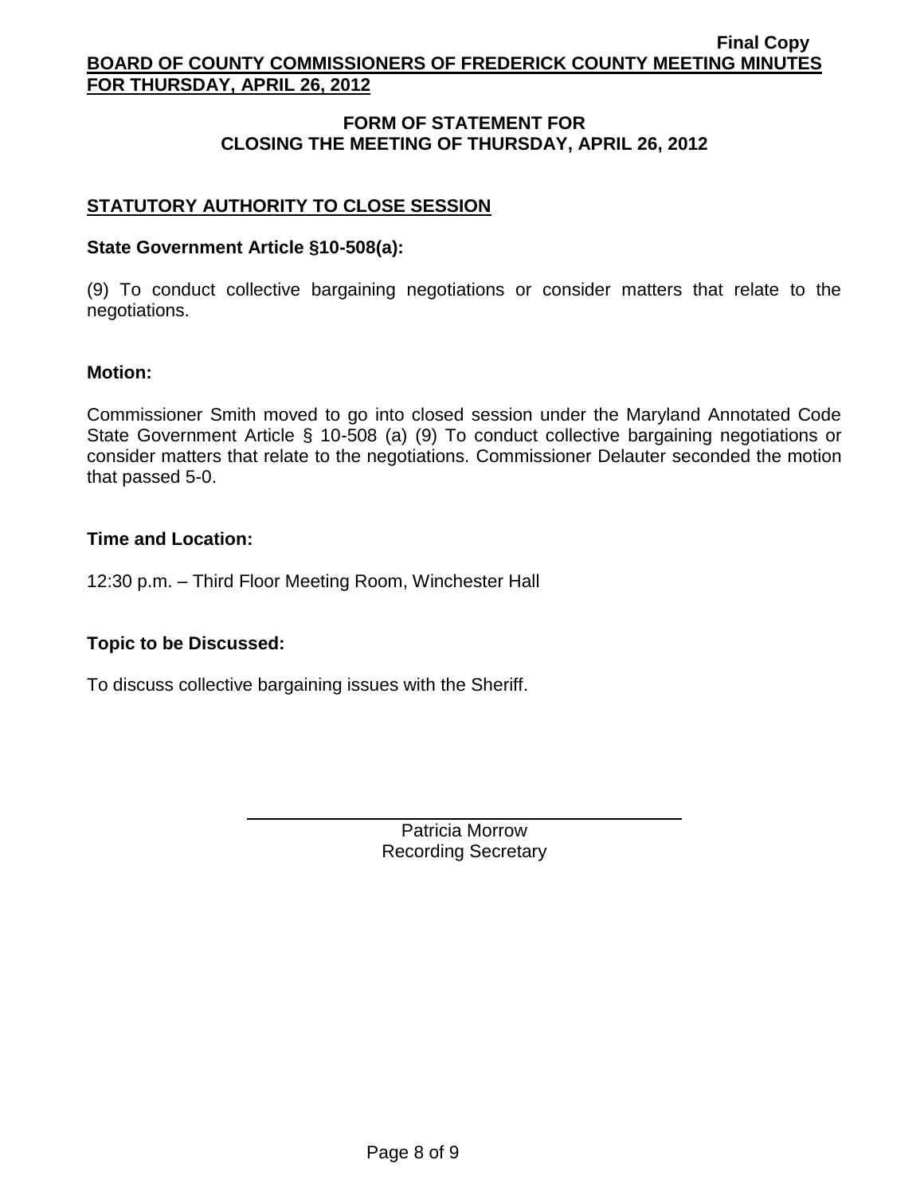## FORM OF STATEMENT FOR CLOSING THE MEETING OF THURSDAY, APRIL 26, 2012

### STATUTORY AUTHORITY TO CLOSE SESSION

**State Government Article §10-508(a):**

(9) To conduct collective bargaining negotiations or consider matters that relate to the negotiations.

**Motion:**

Commissioner Smith moved to go into closed session under the Maryland Annotated Code State Government Article § 10-508 (a) (9) To conduct collective bargaining negotiations or consider matters that relate to the negotiations. Commissioner Delauter seconded the motion that passed 5-0.

**Time and Location:**

12:30 p.m. – Third Floor Meeting Room, Winchester Hall

**Topic to be Discussed:**

To discuss collective bargaining issues with the Sheriff.

Patricia Morrow
Recording Secretary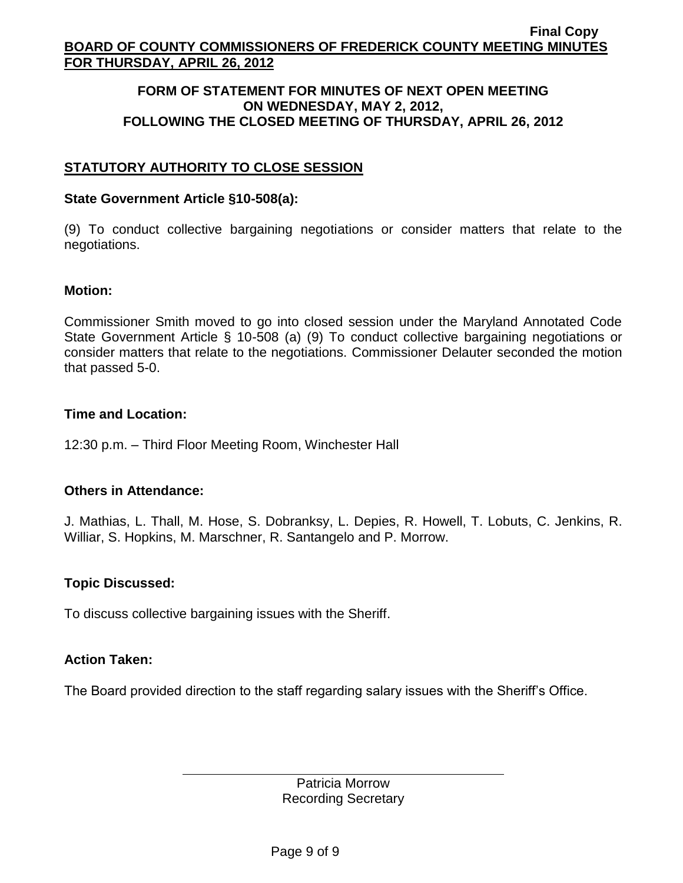**FORM OF STATEMENT FOR MINUTES OF NEXT OPEN MEETING ON WEDNESDAY, MAY 2, 2012, FOLLOWING THE CLOSED MEETING OF THURSDAY, APRIL 26, 2012**

## STATUTORY AUTHORITY TO CLOSE SESSION

**State Government Article §10-508(a):**

(9) To conduct collective bargaining negotiations or consider matters that relate to the negotiations.

**Motion:**

Commissioner Smith moved to go into closed session under the Maryland Annotated Code State Government Article § 10-508 (a) (9) To conduct collective bargaining negotiations or consider matters that relate to the negotiations. Commissioner Delauter seconded the motion that passed 5-0.

**Time and Location:**

12:30 p.m. – Third Floor Meeting Room, Winchester Hall

**Others in Attendance:**

J. Mathias, L. Thall, M. Hose, S. Dobranksy, L. Depies, R. Howell, T. Lobuts, C. Jenkins, R. Williar, S. Hopkins, M. Marschner, R. Santangelo and P. Morrow.

**Topic Discussed:**

To discuss collective bargaining issues with the Sheriff.

**Action Taken:**

The Board provided direction to the staff regarding salary issues with the Sheriff's Office.

Patricia Morrow
Recording Secretary